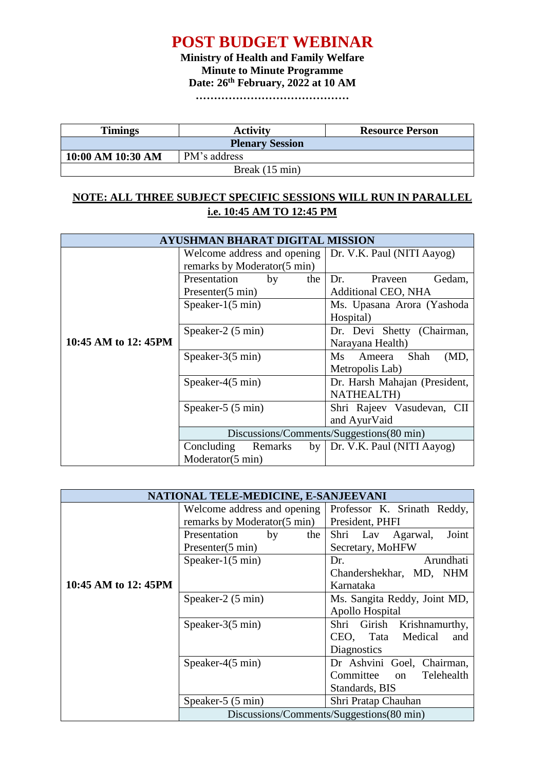# POST BUDGET WEBINAR

**Ministry of Health and Family Welfare**
**Minute to Minute Programme**
**Date: 26th February, 2022 at 10 AM**

**……………………………………**

| Timings | Activity | Resource Person |
|---|---|---|
| **Plenary Session** | | |
| **10:00 AM 10:30 AM** | PM's address | |
| Break (15 min) | | |

**NOTE: ALL THREE SUBJECT SPECIFIC SESSIONS WILL RUN IN PARALLEL i.e. 10:45 AM TO 12:45 PM**

| AYUSHMAN BHARAT DIGITAL MISSION | | |
|---|---|---|
| **10:45 AM to 12: 45PM** | Welcome address and opening remarks by Moderator(5 min) | Dr. V.K. Paul (NITI Aayog) |
| | Presentation by the Presenter(5 min) | Dr. Praveen Gedam, Additional CEO, NHA |
| | Speaker-1(5 min) | Ms. Upasana Arora (Yashoda Hospital) |
| | Speaker-2 (5 min) | Dr. Devi Shetty (Chairman, Narayana Health) |
| | Speaker-3(5 min) | Ms Ameera Shah (MD, Metropolis Lab) |
| | Speaker-4(5 min) | Dr. Harsh Mahajan (President, NATHEALTH) |
| | Speaker-5 (5 min) | Shri Rajeev Vasudevan, CII and AyurVaid |
| | Discussions/Comments/Suggestions(80 min) | |
| | Concluding Remarks by Moderator(5 min) | Dr. V.K. Paul (NITI Aayog) |

| NATIONAL TELE-MEDICINE, E-SANJEEVANI | | |
|---|---|---|
| **10:45 AM to 12: 45PM** | Welcome address and opening remarks by Moderator(5 min) | Professor K. Srinath Reddy, President, PHFI |
| | Presentation by the Presenter(5 min) | Shri Lav Agarwal, Joint Secretary, MoHFW |
| | Speaker-1(5 min) | Dr. Arundhati Chandershekhar, MD, NHM Karnataka |
| | Speaker-2 (5 min) | Ms. Sangita Reddy, Joint MD, Apollo Hospital |
| | Speaker-3(5 min) | Shri Girish Krishnamurthy, CEO, Tata Medical and Diagnostics |
| | Speaker-4(5 min) | Dr Ashvini Goel, Chairman, Committee on Telehealth Standards, BIS |
| | Speaker-5 (5 min) | Shri Pratap Chauhan |
| | Discussions/Comments/Suggestions(80 min) | |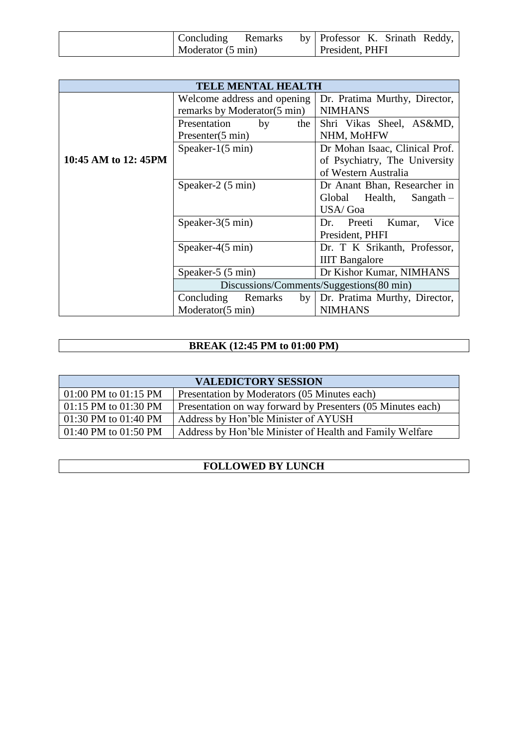| | | |
|---|---|---|
| | Concluding Remarks by Moderator (5 min) | Professor K. Srinath Reddy, President, PHFI |

| TELE MENTAL HEALTH | | |
|---|---|---|
| 10:45 AM to 12: 45PM | Welcome address and opening remarks by Moderator(5 min) | Dr. Pratima Murthy, Director, NIMHANS |
| | Presentation by the Presenter(5 min) | Shri Vikas Sheel, AS&MD, NHM, MoHFW |
| | Speaker-1(5 min) | Dr Mohan Isaac, Clinical Prof. of Psychiatry, The University of Western Australia |
| | Speaker-2 (5 min) | Dr Anant Bhan, Researcher in Global Health, Sangath – USA/ Goa |
| | Speaker-3(5 min) | Dr. Preeti Kumar, Vice President, PHFI |
| | Speaker-4(5 min) | Dr. T K Srikanth, Professor, IIIT Bangalore |
| | Speaker-5 (5 min) | Dr Kishor Kumar, NIMHANS |
| | Discussions/Comments/Suggestions(80 min) | |
| | Concluding Remarks by Moderator(5 min) | Dr. Pratima Murthy, Director, NIMHANS |

**BREAK (12:45 PM to 01:00 PM)**

| VALEDICTORY SESSION | |
|---|---|
| 01:00 PM to 01:15 PM | Presentation by Moderators (05 Minutes each) |
| 01:15 PM to 01:30 PM | Presentation on way forward by Presenters (05 Minutes each) |
| 01:30 PM to 01:40 PM | Address by Hon'ble Minister of AYUSH |
| 01:40 PM to 01:50 PM | Address by Hon'ble Minister of Health and Family Welfare |

**FOLLOWED BY LUNCH**